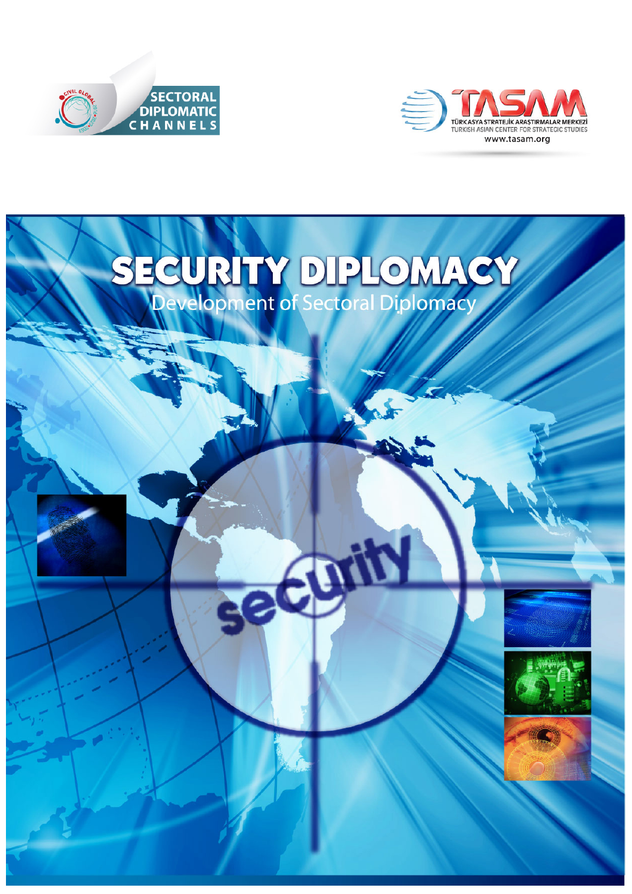SECTORAL DIPLOMATIC CHANNELS

TASAM

TÜRK ASYA STRATEJİK ARAŞTIRMALAR MERKEZİ

TURKISH ASIAN CENTER FOR STRATEGIC STUDIES

www.tasam.org

# SECURITY DIPLOMACY

## Development of Sectoral Diplomacy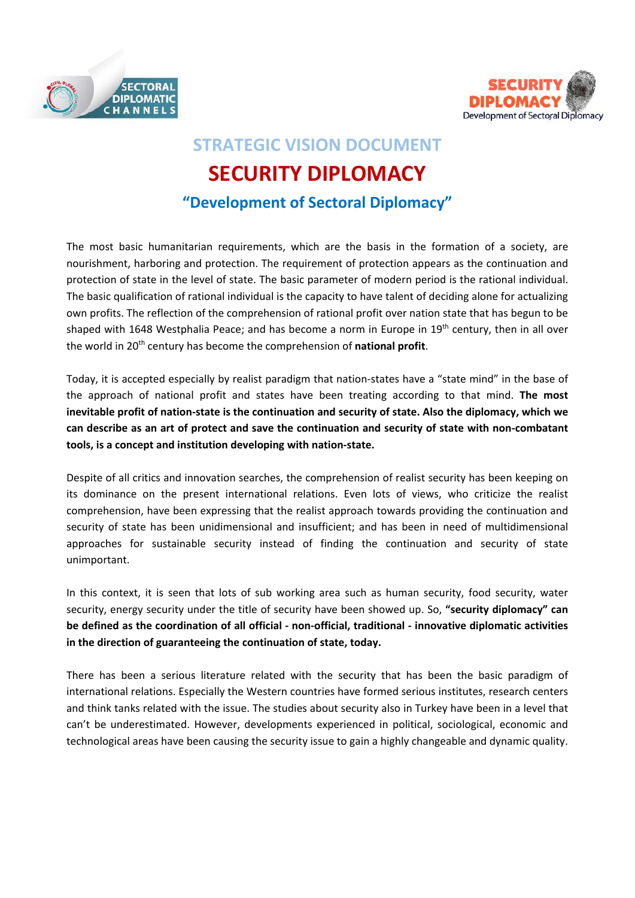# STRATEGIC VISION DOCUMENT

# SECURITY DIPLOMACY

## "Development of Sectoral Diplomacy"

The most basic humanitarian requirements, which are the basis in the formation of a society, are nourishment, harboring and protection. The requirement of protection appears as the continuation and protection of state in the level of state. The basic parameter of modern period is the rational individual. The basic qualification of rational individual is the capacity to have talent of deciding alone for actualizing own profits. The reflection of the comprehension of rational profit over nation state that has begun to be shaped with 1648 Westphalia Peace; and has become a norm in Europe in 19th century, then in all over the world in 20th century has become the comprehension of **national profit**.

Today, it is accepted especially by realist paradigm that nation-states have a "state mind" in the base of the approach of national profit and states have been treating according to that mind. **The most inevitable profit of nation-state is the continuation and security of state. Also the diplomacy, which we can describe as an art of protect and save the continuation and security of state with non-combatant tools, is a concept and institution developing with nation-state.**

Despite of all critics and innovation searches, the comprehension of realist security has been keeping on its dominance on the present international relations. Even lots of views, who criticize the realist comprehension, have been expressing that the realist approach towards providing the continuation and security of state has been unidimensional and insufficient; and has been in need of multidimensional approaches for sustainable security instead of finding the continuation and security of state unimportant.

In this context, it is seen that lots of sub working area such as human security, food security, water security, energy security under the title of security have been showed up. So, **"security diplomacy" can be defined as the coordination of all official - non-official, traditional - innovative diplomatic activities in the direction of guaranteeing the continuation of state, today.**

There has been a serious literature related with the security that has been the basic paradigm of international relations. Especially the Western countries have formed serious institutes, research centers and think tanks related with the issue. The studies about security also in Turkey have been in a level that can't be underestimated. However, developments experienced in political, sociological, economic and technological areas have been causing the security issue to gain a highly changeable and dynamic quality.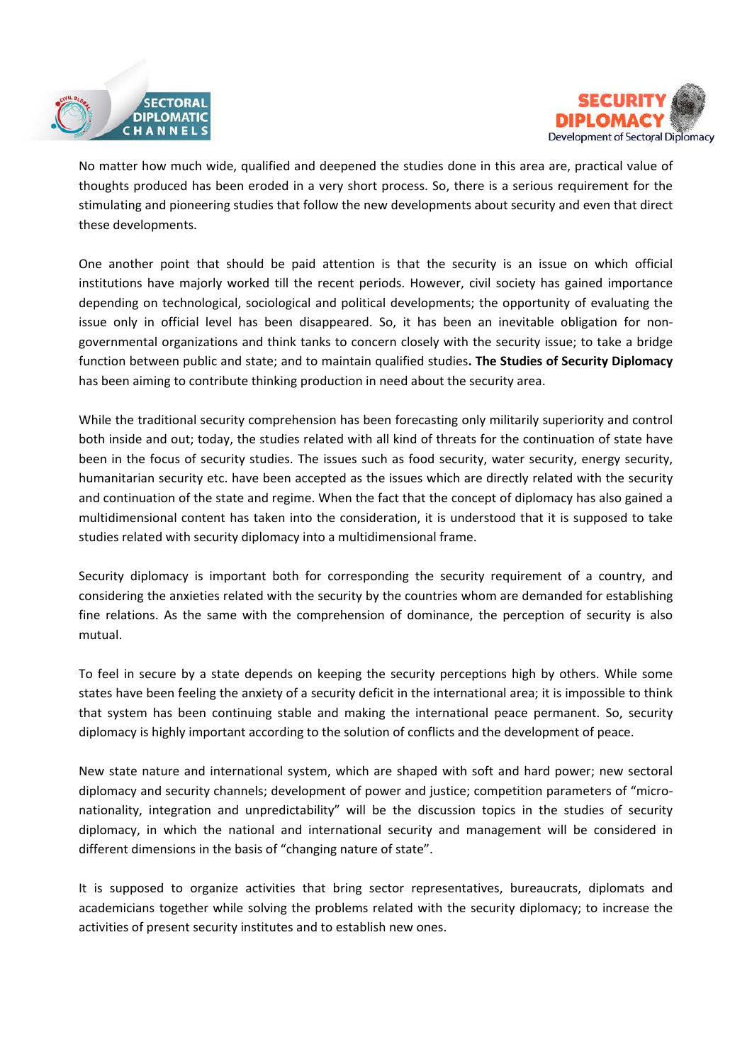No matter how much wide, qualified and deepened the studies done in this area are, practical value of thoughts produced has been eroded in a very short process. So, there is a serious requirement for the stimulating and pioneering studies that follow the new developments about security and even that direct these developments.

One another point that should be paid attention is that the security is an issue on which official institutions have majorly worked till the recent periods. However, civil society has gained importance depending on technological, sociological and political developments; the opportunity of evaluating the issue only in official level has been disappeared. So, it has been an inevitable obligation for non-governmental organizations and think tanks to concern closely with the security issue; to take a bridge function between public and state; and to maintain qualified studies**. The Studies of Security Diplomacy** has been aiming to contribute thinking production in need about the security area.

While the traditional security comprehension has been forecasting only militarily superiority and control both inside and out; today, the studies related with all kind of threats for the continuation of state have been in the focus of security studies. The issues such as food security, water security, energy security, humanitarian security etc. have been accepted as the issues which are directly related with the security and continuation of the state and regime. When the fact that the concept of diplomacy has also gained a multidimensional content has taken into the consideration, it is understood that it is supposed to take studies related with security diplomacy into a multidimensional frame.

Security diplomacy is important both for corresponding the security requirement of a country, and considering the anxieties related with the security by the countries whom are demanded for establishing fine relations. As the same with the comprehension of dominance, the perception of security is also mutual.

To feel in secure by a state depends on keeping the security perceptions high by others. While some states have been feeling the anxiety of a security deficit in the international area; it is impossible to think that system has been continuing stable and making the international peace permanent. So, security diplomacy is highly important according to the solution of conflicts and the development of peace.

New state nature and international system, which are shaped with soft and hard power; new sectoral diplomacy and security channels; development of power and justice; competition parameters of "micro-nationality, integration and unpredictability" will be the discussion topics in the studies of security diplomacy, in which the national and international security and management will be considered in different dimensions in the basis of "changing nature of state".

It is supposed to organize activities that bring sector representatives, bureaucrats, diplomats and academicians together while solving the problems related with the security diplomacy; to increase the activities of present security institutes and to establish new ones.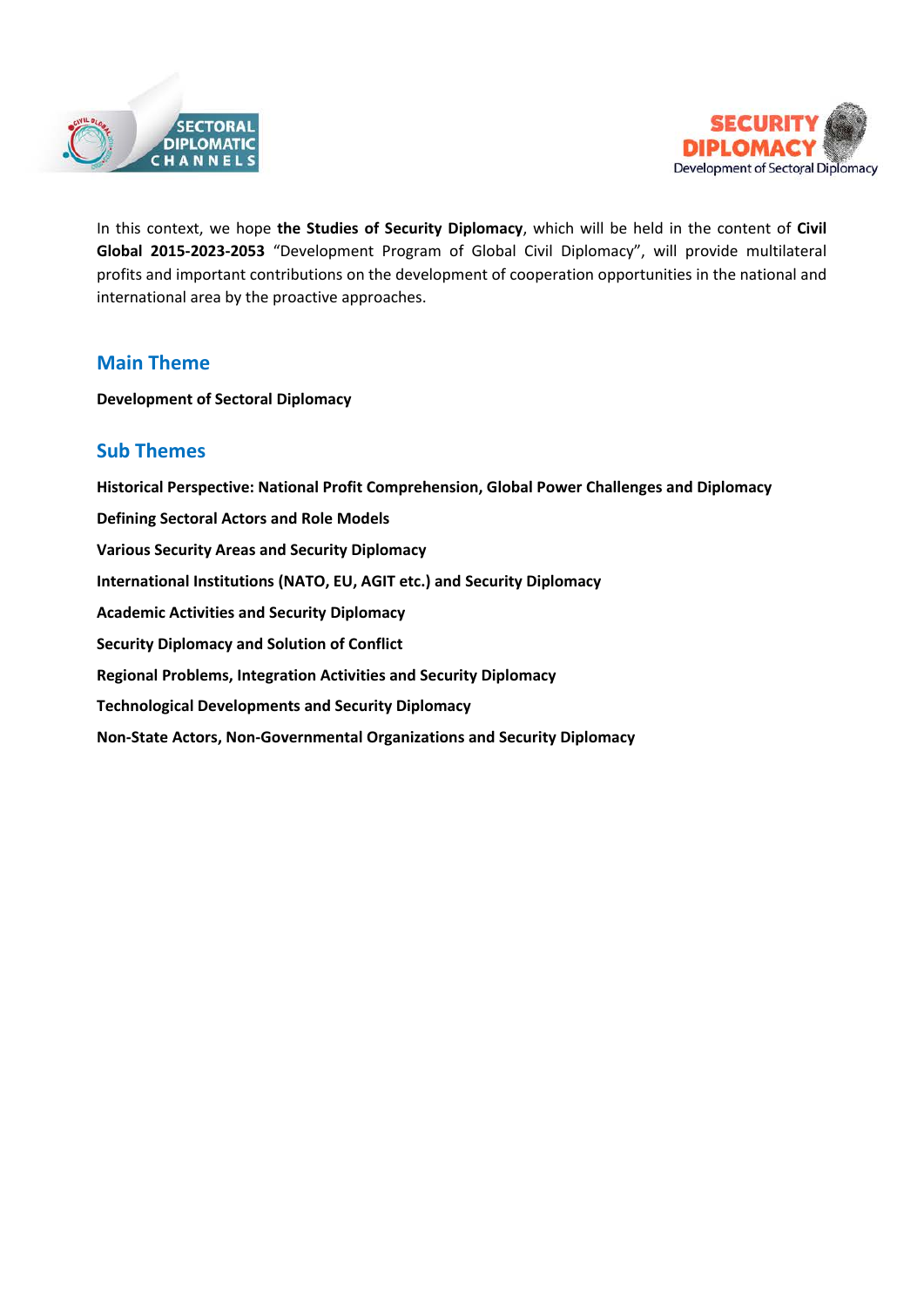In this context, we hope **the Studies of Security Diplomacy**, which will be held in the content of **Civil Global 2015-2023-2053** "Development Program of Global Civil Diplomacy", will provide multilateral profits and important contributions on the development of cooperation opportunities in the national and international area by the proactive approaches.

## Main Theme

**Development of Sectoral Diplomacy**

## Sub Themes

**Historical Perspective: National Profit Comprehension, Global Power Challenges and Diplomacy**

**Defining Sectoral Actors and Role Models**

**Various Security Areas and Security Diplomacy**

**International Institutions (NATO, EU, AGIT etc.) and Security Diplomacy**

**Academic Activities and Security Diplomacy**

**Security Diplomacy and Solution of Conflict**

**Regional Problems, Integration Activities and Security Diplomacy**

**Technological Developments and Security Diplomacy**

**Non-State Actors, Non-Governmental Organizations and Security Diplomacy**